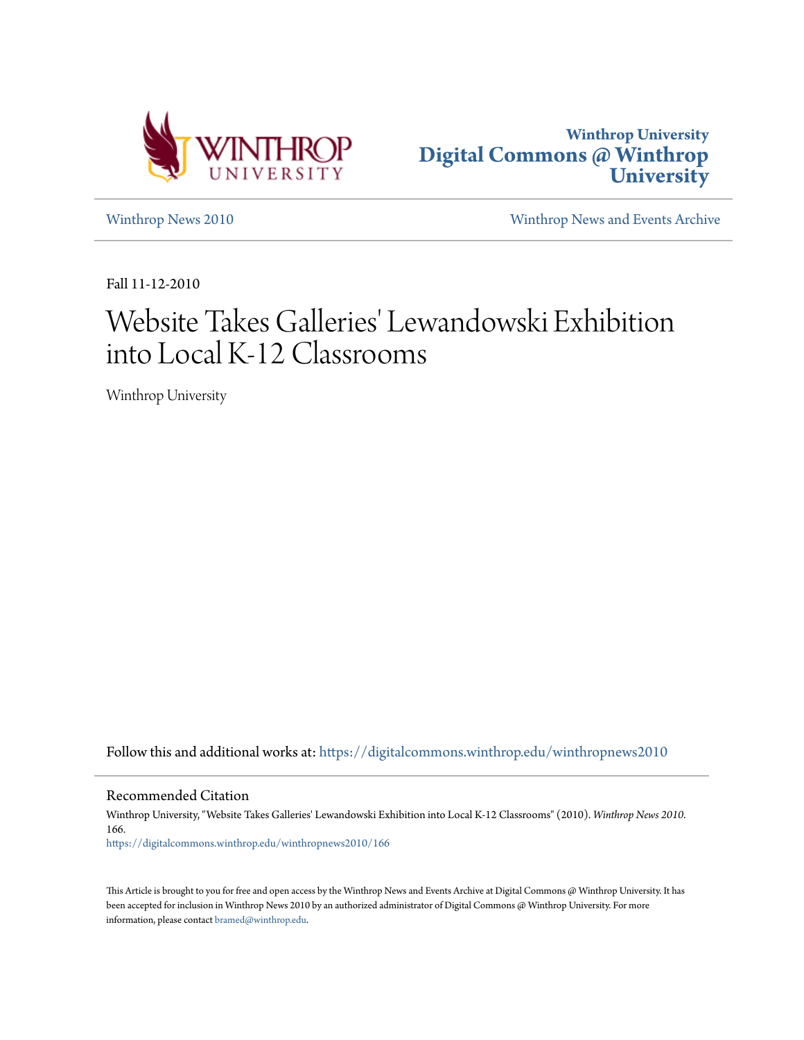Winthrop University
**Digital Commons @ Winthrop University**

Winthrop News 2010 | Winthrop News and Events Archive

Fall 11-12-2010

# Website Takes Galleries' Lewandowski Exhibition into Local K-12 Classrooms

Winthrop University

Follow this and additional works at: https://digitalcommons.winthrop.edu/winthropnews2010

## Recommended Citation

Winthrop University, "Website Takes Galleries' Lewandowski Exhibition into Local K-12 Classrooms" (2010). *Winthrop News 2010*. 166.
https://digitalcommons.winthrop.edu/winthropnews2010/166

This Article is brought to you for free and open access by the Winthrop News and Events Archive at Digital Commons @ Winthrop University. It has been accepted for inclusion in Winthrop News 2010 by an authorized administrator of Digital Commons @ Winthrop University. For more information, please contact bramed@winthrop.edu.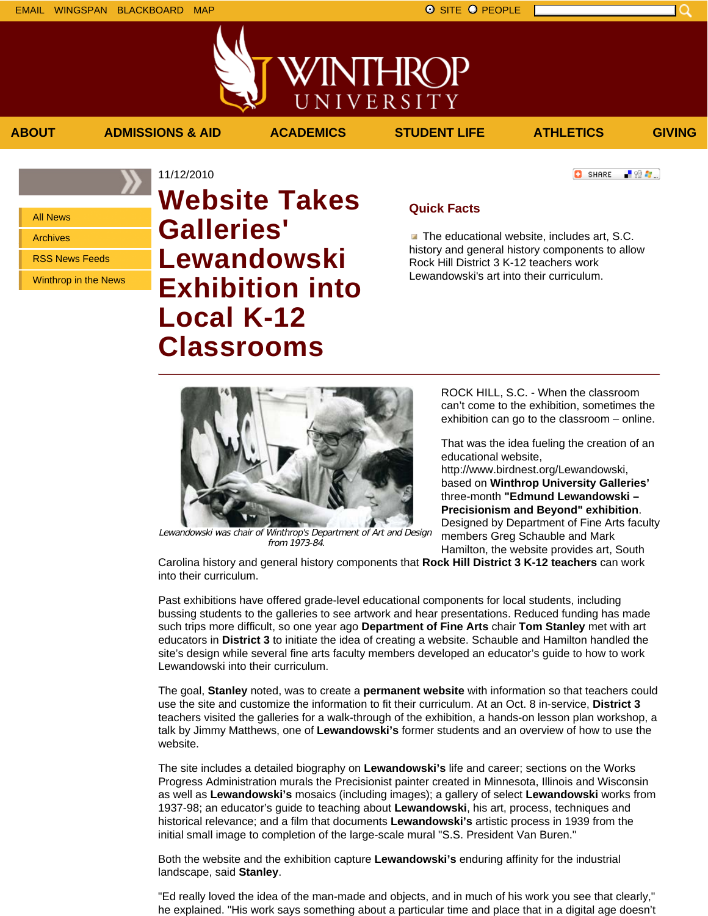EMAIL WINGSPAN BLACKBOARD MAP

ABOUT | ADMISSIONS & AID | ACADEMICS | STUDENT LIFE | ATHLETICS | GIVING

- All News
- Archives
- RSS News Feeds
- Winthrop in the News

11/12/2010

# Website Takes Galleries' Lewandowski Exhibition into Local K-12 Classrooms

## Quick Facts

- The educational website, includes art, S.C. history and general history components to allow Rock Hill District 3 K-12 teachers work Lewandowski's art into their curriculum.

*Lewandowski was chair of Winthrop's Department of Art and Design from 1973-84.*

ROCK HILL, S.C. - When the classroom can't come to the exhibition, sometimes the exhibition can go to the classroom – online.

That was the idea fueling the creation of an educational website, http://www.birdnest.org/Lewandowski, based on **Winthrop University Galleries'** three-month **"Edmund Lewandowski – Precisionism and Beyond" exhibition**. Designed by Department of Fine Arts faculty members Greg Schauble and Mark Hamilton, the website provides art, South Carolina history and general history components that **Rock Hill District 3 K-12 teachers** can work into their curriculum.

Past exhibitions have offered grade-level educational components for local students, including bussing students to the galleries to see artwork and hear presentations. Reduced funding has made such trips more difficult, so one year ago **Department of Fine Arts** chair **Tom Stanley** met with art educators in **District 3** to initiate the idea of creating a website. Schauble and Hamilton handled the site's design while several fine arts faculty members developed an educator's guide to how to work Lewandowski into their curriculum.

The goal, **Stanley** noted, was to create a **permanent website** with information so that teachers could use the site and customize the information to fit their curriculum. At an Oct. 8 in-service, **District 3** teachers visited the galleries for a walk-through of the exhibition, a hands-on lesson plan workshop, a talk by Jimmy Matthews, one of **Lewandowski's** former students and an overview of how to use the website.

The site includes a detailed biography on **Lewandowski's** life and career; sections on the Works Progress Administration murals the Precisionist painter created in Minnesota, Illinois and Wisconsin as well as **Lewandowski's** mosaics (including images); a gallery of select **Lewandowski** works from 1937-98; an educator's guide to teaching about **Lewandowski**, his art, process, techniques and historical relevance; and a film that documents **Lewandowski's** artistic process in 1939 from the initial small image to completion of the large-scale mural "S.S. President Van Buren."

Both the website and the exhibition capture **Lewandowski's** enduring affinity for the industrial landscape, said **Stanley**.

"Ed really loved the idea of the man-made and objects, and in much of his work you see that clearly," he explained. "His work says something about a particular time and place that in a digital age doesn't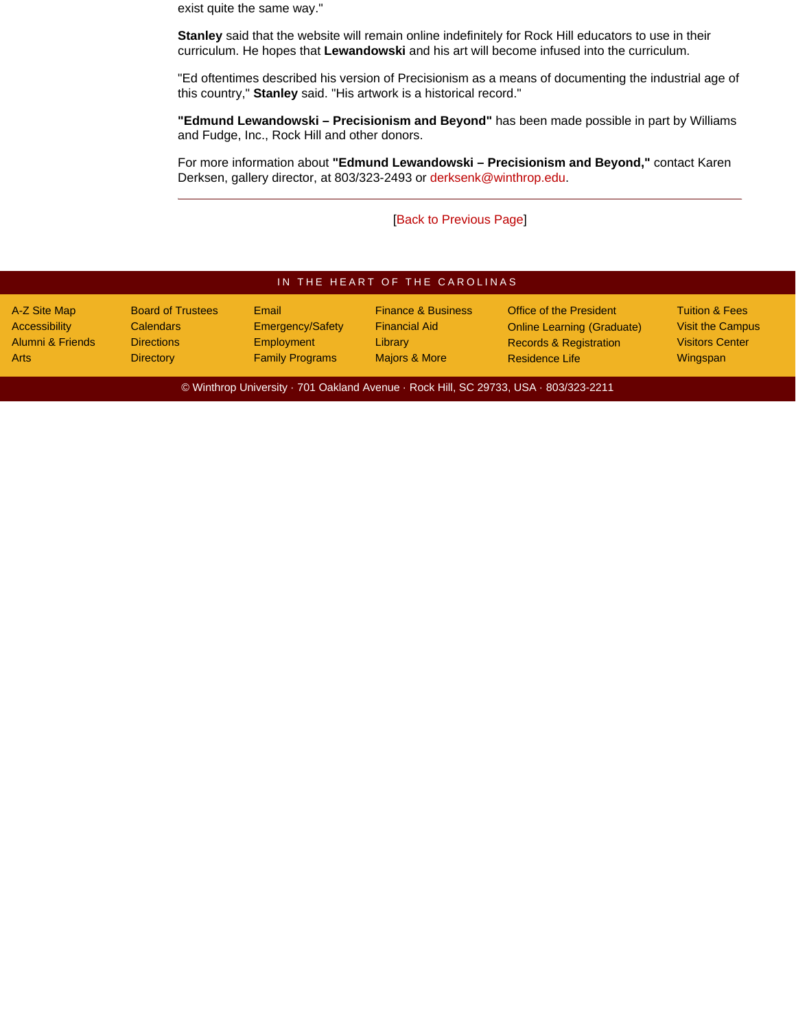exist quite the same way."

**Stanley** said that the website will remain online indefinitely for Rock Hill educators to use in their curriculum. He hopes that **Lewandowski** and his art will become infused into the curriculum.

"Ed oftentimes described his version of Precisionism as a means of documenting the industrial age of this country," **Stanley** said. "His artwork is a historical record."

**"Edmund Lewandowski – Precisionism and Beyond"** has been made possible in part by Williams and Fudge, Inc., Rock Hill and other donors.

For more information about **"Edmund Lewandowski – Precisionism and Beyond,"** contact Karen Derksen, gallery director, at 803/323-2493 or derksenk@winthrop.edu.

---

[Back to Previous Page]

IN THE HEART OF THE CAROLINAS

A-Z Site Map
Accessibility
Alumni & Friends
Arts
Board of Trustees
Calendars
Directions
Directory
Email
Emergency/Safety
Employment
Family Programs
Finance & Business
Financial Aid
Library
Majors & More
Office of the President
Online Learning (Graduate)
Records & Registration
Residence Life
Tuition & Fees
Visit the Campus
Visitors Center
Wingspan

© Winthrop University · 701 Oakland Avenue · Rock Hill, SC 29733, USA · 803/323-2211